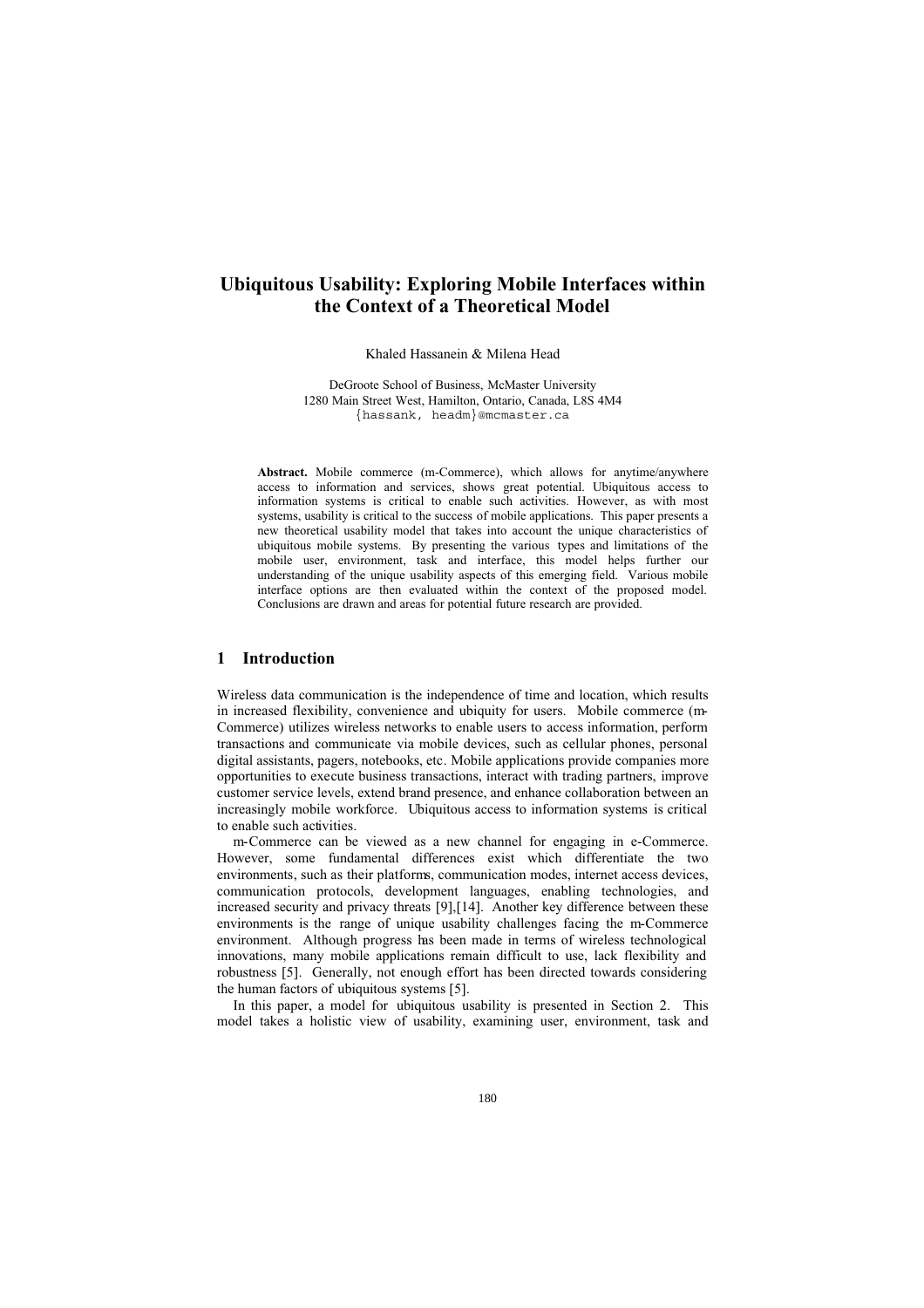# Ubiquitous Usability: Exploring Mobile Interfaces within the Context of a Theoretical Model

Khaled Hassanein & Milena Head

DeGroote School of Business, McMaster University
1280 Main Street West, Hamilton, Ontario, Canada, L8S 4M4
{hassank, headm}@mcmaster.ca

**Abstract.** Mobile commerce (m-Commerce), which allows for anytime/anywhere access to information and services, shows great potential. Ubiquitous access to information systems is critical to enable such activities. However, as with most systems, usability is critical to the success of mobile applications. This paper presents a new theoretical usability model that takes into account the unique characteristics of ubiquitous mobile systems. By presenting the various types and limitations of the mobile user, environment, task and interface, this model helps further our understanding of the unique usability aspects of this emerging field. Various mobile interface options are then evaluated within the context of the proposed model. Conclusions are drawn and areas for potential future research are provided.

## 1 Introduction

Wireless data communication is the independence of time and location, which results in increased flexibility, convenience and ubiquity for users. Mobile commerce (m-Commerce) utilizes wireless networks to enable users to access information, perform transactions and communicate via mobile devices, such as cellular phones, personal digital assistants, pagers, notebooks, etc. Mobile applications provide companies more opportunities to execute business transactions, interact with trading partners, improve customer service levels, extend brand presence, and enhance collaboration between an increasingly mobile workforce. Ubiquitous access to information systems is critical to enable such activities.

m-Commerce can be viewed as a new channel for engaging in e-Commerce. However, some fundamental differences exist which differentiate the two environments, such as their platforms, communication modes, internet access devices, communication protocols, development languages, enabling technologies, and increased security and privacy threats [9],[14]. Another key difference between these environments is the range of unique usability challenges facing the m-Commerce environment. Although progress has been made in terms of wireless technological innovations, many mobile applications remain difficult to use, lack flexibility and robustness [5]. Generally, not enough effort has been directed towards considering the human factors of ubiquitous systems [5].

In this paper, a model for ubiquitous usability is presented in Section 2. This model takes a holistic view of usability, examining user, environment, task and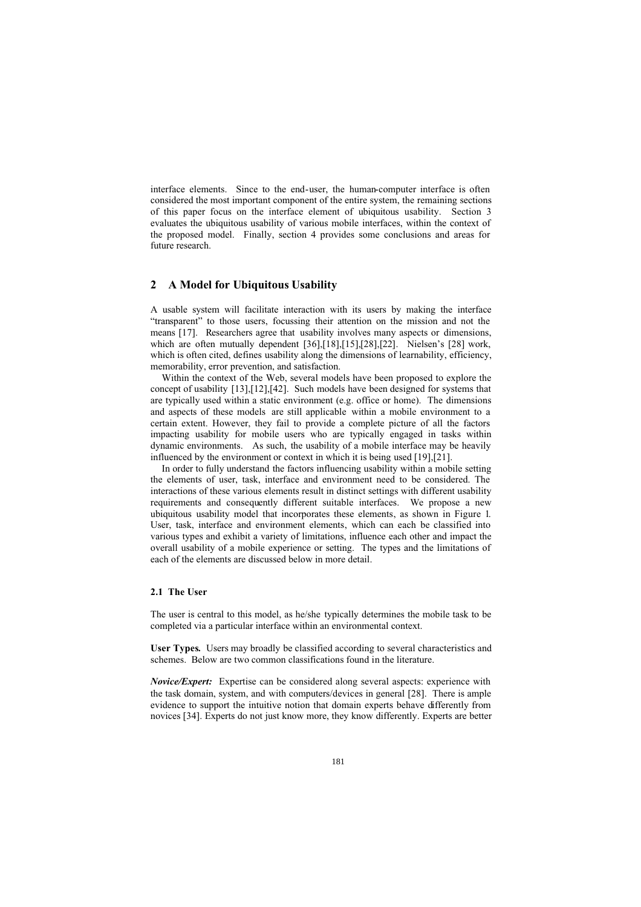interface elements. Since to the end-user, the human-computer interface is often considered the most important component of the entire system, the remaining sections of this paper focus on the interface element of ubiquitous usability. Section 3 evaluates the ubiquitous usability of various mobile interfaces, within the context of the proposed model. Finally, section 4 provides some conclusions and areas for future research.

## 2 A Model for Ubiquitous Usability

A usable system will facilitate interaction with its users by making the interface "transparent" to those users, focussing their attention on the mission and not the means [17]. Researchers agree that usability involves many aspects or dimensions, which are often mutually dependent [36],[18],[15],[28],[22]. Nielsen's [28] work, which is often cited, defines usability along the dimensions of learnability, efficiency, memorability, error prevention, and satisfaction.

Within the context of the Web, several models have been proposed to explore the concept of usability [13],[12],[42]. Such models have been designed for systems that are typically used within a static environment (e.g. office or home). The dimensions and aspects of these models are still applicable within a mobile environment to a certain extent. However, they fail to provide a complete picture of all the factors impacting usability for mobile users who are typically engaged in tasks within dynamic environments. As such, the usability of a mobile interface may be heavily influenced by the environment or context in which it is being used [19],[21].

In order to fully understand the factors influencing usability within a mobile setting the elements of user, task, interface and environment need to be considered. The interactions of these various elements result in distinct settings with different usability requirements and consequently different suitable interfaces. We propose a new ubiquitous usability model that incorporates these elements, as shown in Figure 1. User, task, interface and environment elements, which can each be classified into various types and exhibit a variety of limitations, influence each other and impact the overall usability of a mobile experience or setting. The types and the limitations of each of the elements are discussed below in more detail.

### 2.1 The User

The user is central to this model, as he/she typically determines the mobile task to be completed via a particular interface within an environmental context.

**User Types.** Users may broadly be classified according to several characteristics and schemes. Below are two common classifications found in the literature.

***Novice/Expert:*** Expertise can be considered along several aspects: experience with the task domain, system, and with computers/devices in general [28]. There is ample evidence to support the intuitive notion that domain experts behave differently from novices [34]. Experts do not just know more, they know differently. Experts are better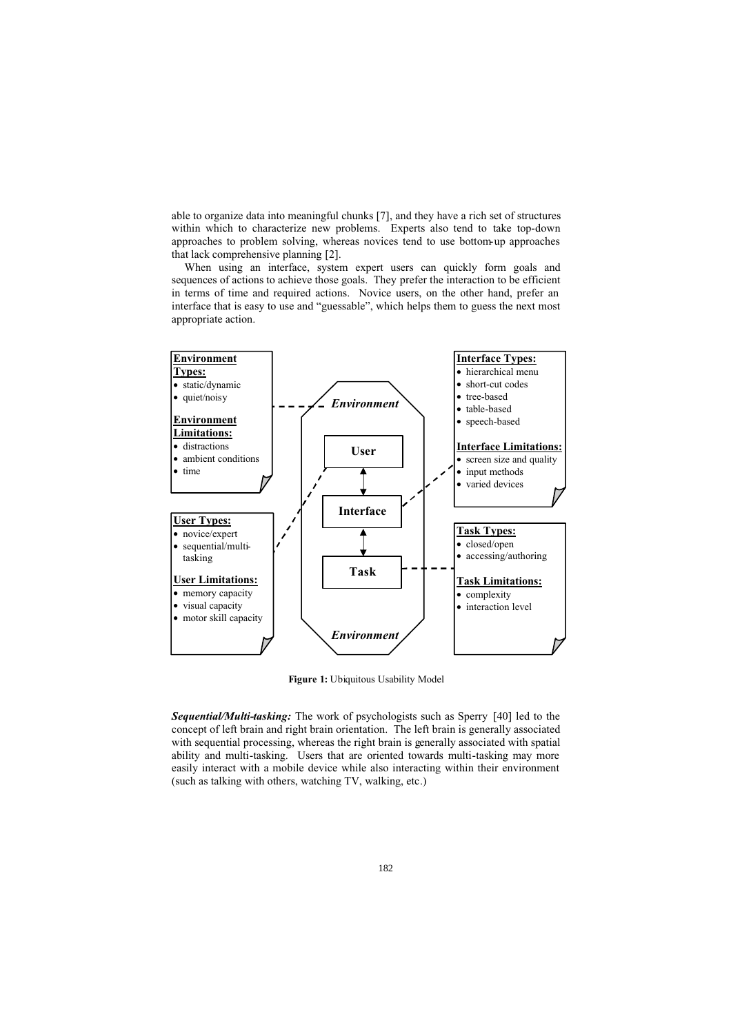able to organize data into meaningful chunks [7], and they have a rich set of structures within which to characterize new problems. Experts also tend to take top-down approaches to problem solving, whereas novices tend to use bottom-up approaches that lack comprehensive planning [2].

When using an interface, system expert users can quickly form goals and sequences of actions to achieve those goals. They prefer the interaction to be efficient in terms of time and required actions. Novice users, on the other hand, prefer an interface that is easy to use and "guessable", which helps them to guess the next most appropriate action.

**Environment Types:**
- static/dynamic
- quiet/noisy

**Environment Limitations:**
- distractions
- ambient conditions
- time

**User Types:**
- novice/expert
- sequential/multi-tasking

**User Limitations:**
- memory capacity
- visual capacity
- motor skill capacity

*Environment*

**User**

**Interface**

**Task**

*Environment*

**Interface Types:**
- hierarchical menu
- short-cut codes
- tree-based
- table-based
- speech-based

**Interface Limitations:**
- screen size and quality
- input methods
- varied devices

**Task Types:**
- closed/open
- accessing/authoring

**Task Limitations:**
- complexity
- interaction level

**Figure 1:** Ubiquitous Usability Model

***Sequential/Multi-tasking:*** The work of psychologists such as Sperry [40] led to the concept of left brain and right brain orientation. The left brain is generally associated with sequential processing, whereas the right brain is generally associated with spatial ability and multi-tasking. Users that are oriented towards multi-tasking may more easily interact with a mobile device while also interacting within their environment (such as talking with others, watching TV, walking, etc.)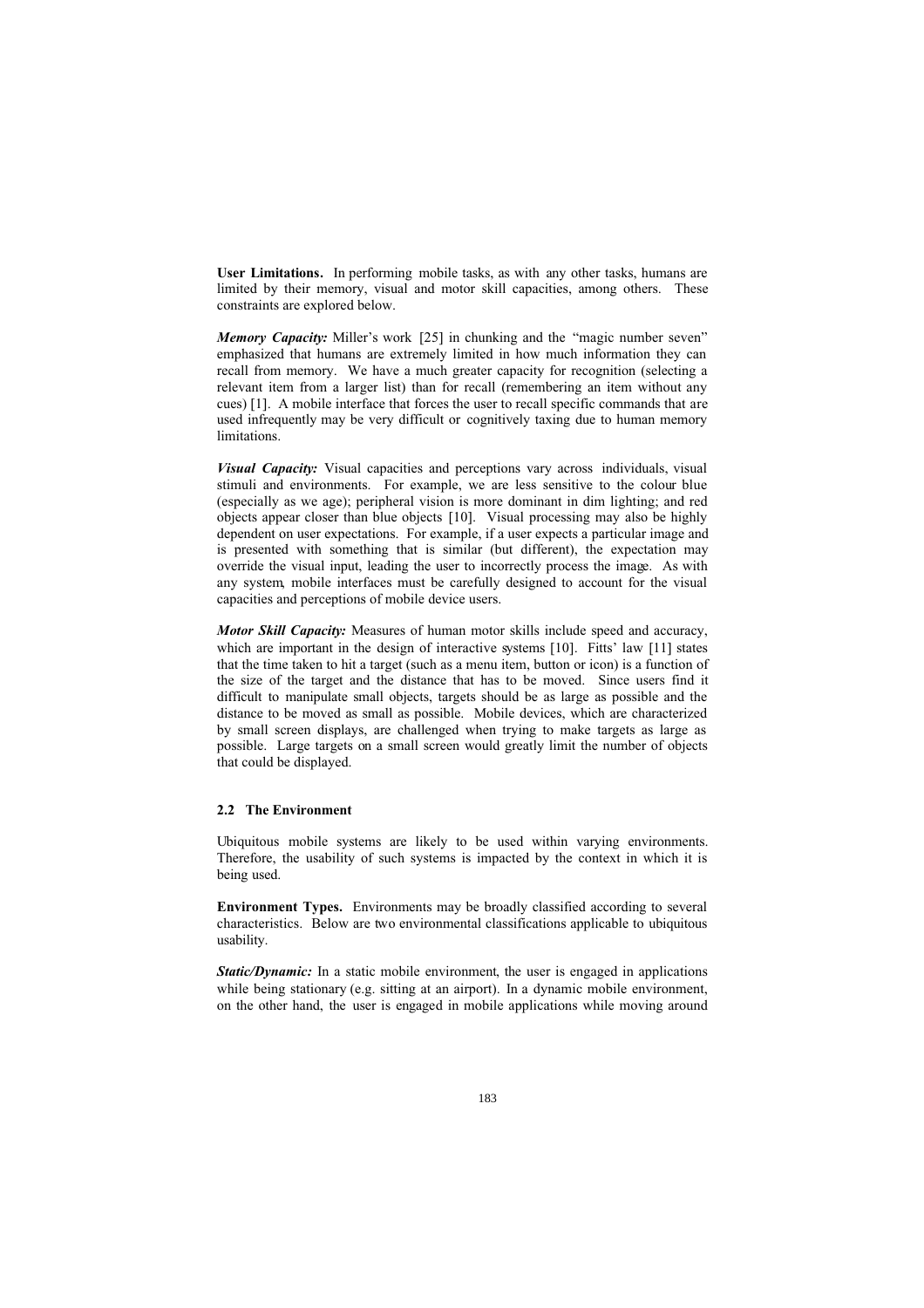**User Limitations.** In performing mobile tasks, as with any other tasks, humans are limited by their memory, visual and motor skill capacities, among others. These constraints are explored below.

***Memory Capacity:*** Miller's work [25] in chunking and the "magic number seven" emphasized that humans are extremely limited in how much information they can recall from memory. We have a much greater capacity for recognition (selecting a relevant item from a larger list) than for recall (remembering an item without any cues) [1]. A mobile interface that forces the user to recall specific commands that are used infrequently may be very difficult or cognitively taxing due to human memory limitations.

***Visual Capacity:*** Visual capacities and perceptions vary across individuals, visual stimuli and environments. For example, we are less sensitive to the colour blue (especially as we age); peripheral vision is more dominant in dim lighting; and red objects appear closer than blue objects [10]. Visual processing may also be highly dependent on user expectations. For example, if a user expects a particular image and is presented with something that is similar (but different), the expectation may override the visual input, leading the user to incorrectly process the image. As with any system, mobile interfaces must be carefully designed to account for the visual capacities and perceptions of mobile device users.

***Motor Skill Capacity:*** Measures of human motor skills include speed and accuracy, which are important in the design of interactive systems [10]. Fitts' law [11] states that the time taken to hit a target (such as a menu item, button or icon) is a function of the size of the target and the distance that has to be moved. Since users find it difficult to manipulate small objects, targets should be as large as possible and the distance to be moved as small as possible. Mobile devices, which are characterized by small screen displays, are challenged when trying to make targets as large as possible. Large targets on a small screen would greatly limit the number of objects that could be displayed.

### 2.2 The Environment

Ubiquitous mobile systems are likely to be used within varying environments. Therefore, the usability of such systems is impacted by the context in which it is being used.

**Environment Types.** Environments may be broadly classified according to several characteristics. Below are two environmental classifications applicable to ubiquitous usability.

***Static/Dynamic:*** In a static mobile environment, the user is engaged in applications while being stationary (e.g. sitting at an airport). In a dynamic mobile environment, on the other hand, the user is engaged in mobile applications while moving around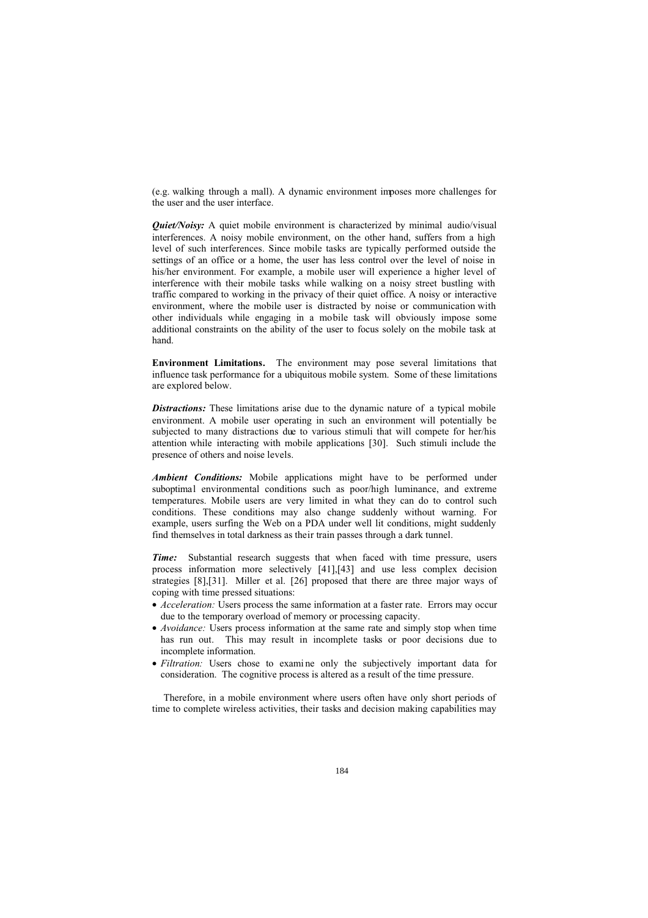(e.g. walking through a mall). A dynamic environment imposes more challenges for the user and the user interface.

***Quiet/Noisy:*** A quiet mobile environment is characterized by minimal audio/visual interferences. A noisy mobile environment, on the other hand, suffers from a high level of such interferences. Since mobile tasks are typically performed outside the settings of an office or a home, the user has less control over the level of noise in his/her environment. For example, a mobile user will experience a higher level of interference with their mobile tasks while walking on a noisy street bustling with traffic compared to working in the privacy of their quiet office. A noisy or interactive environment, where the mobile user is distracted by noise or communication with other individuals while engaging in a mobile task will obviously impose some additional constraints on the ability of the user to focus solely on the mobile task at hand.

**Environment Limitations.** The environment may pose several limitations that influence task performance for a ubiquitous mobile system. Some of these limitations are explored below.

***Distractions:*** These limitations arise due to the dynamic nature of a typical mobile environment. A mobile user operating in such an environment will potentially be subjected to many distractions due to various stimuli that will compete for her/his attention while interacting with mobile applications [30]. Such stimuli include the presence of others and noise levels.

***Ambient Conditions:*** Mobile applications might have to be performed under suboptimal environmental conditions such as poor/high luminance, and extreme temperatures. Mobile users are very limited in what they can do to control such conditions. These conditions may also change suddenly without warning. For example, users surfing the Web on a PDA under well lit conditions, might suddenly find themselves in total darkness as their train passes through a dark tunnel.

***Time:*** Substantial research suggests that when faced with time pressure, users process information more selectively [41],[43] and use less complex decision strategies [8],[31]. Miller et al. [26] proposed that there are three major ways of coping with time pressed situations:

- *Acceleration:* Users process the same information at a faster rate. Errors may occur due to the temporary overload of memory or processing capacity.
- *Avoidance:* Users process information at the same rate and simply stop when time has run out. This may result in incomplete tasks or poor decisions due to incomplete information.
- *Filtration:* Users chose to examine only the subjectively important data for consideration. The cognitive process is altered as a result of the time pressure.

Therefore, in a mobile environment where users often have only short periods of time to complete wireless activities, their tasks and decision making capabilities may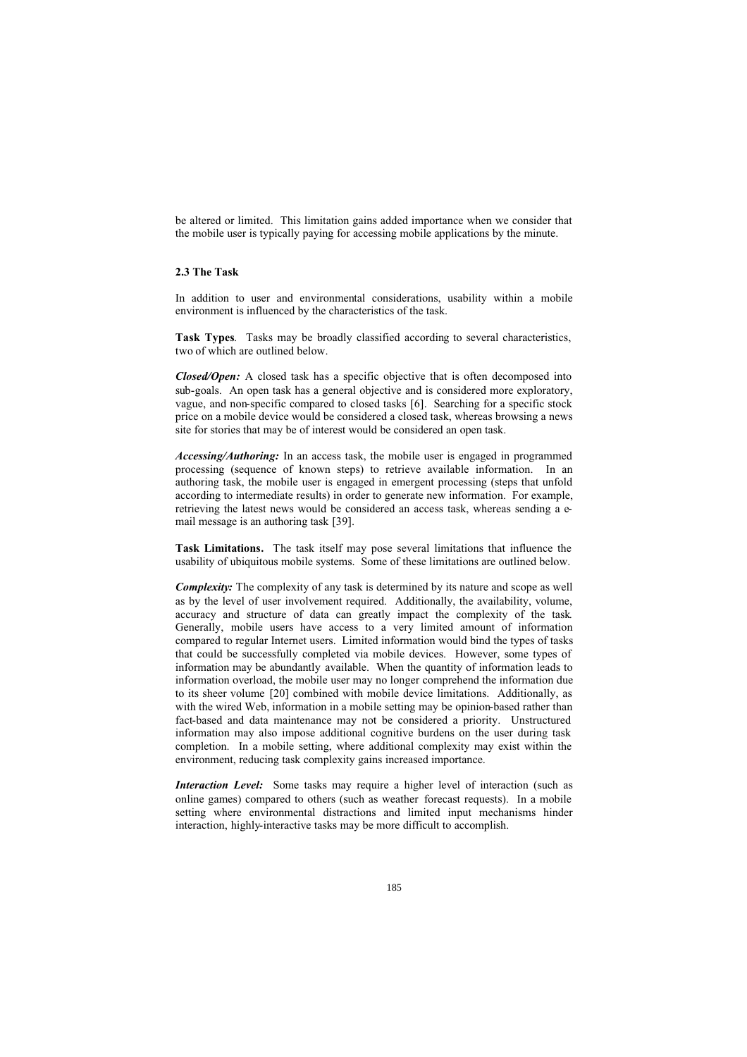be altered or limited. This limitation gains added importance when we consider that the mobile user is typically paying for accessing mobile applications by the minute.

### 2.3 The Task

In addition to user and environmental considerations, usability within a mobile environment is influenced by the characteristics of the task.

**Task Types**. Tasks may be broadly classified according to several characteristics, two of which are outlined below.

***Closed/Open:*** A closed task has a specific objective that is often decomposed into sub-goals. An open task has a general objective and is considered more exploratory, vague, and non-specific compared to closed tasks [6]. Searching for a specific stock price on a mobile device would be considered a closed task, whereas browsing a news site for stories that may be of interest would be considered an open task.

***Accessing/Authoring:*** In an access task, the mobile user is engaged in programmed processing (sequence of known steps) to retrieve available information. In an authoring task, the mobile user is engaged in emergent processing (steps that unfold according to intermediate results) in order to generate new information. For example, retrieving the latest news would be considered an access task, whereas sending a e-mail message is an authoring task [39].

**Task Limitations.** The task itself may pose several limitations that influence the usability of ubiquitous mobile systems. Some of these limitations are outlined below.

***Complexity:*** The complexity of any task is determined by its nature and scope as well as by the level of user involvement required. Additionally, the availability, volume, accuracy and structure of data can greatly impact the complexity of the task. Generally, mobile users have access to a very limited amount of information compared to regular Internet users. Limited information would bind the types of tasks that could be successfully completed via mobile devices. However, some types of information may be abundantly available. When the quantity of information leads to information overload, the mobile user may no longer comprehend the information due to its sheer volume [20] combined with mobile device limitations. Additionally, as with the wired Web, information in a mobile setting may be opinion-based rather than fact-based and data maintenance may not be considered a priority. Unstructured information may also impose additional cognitive burdens on the user during task completion. In a mobile setting, where additional complexity may exist within the environment, reducing task complexity gains increased importance.

***Interaction Level:*** Some tasks may require a higher level of interaction (such as online games) compared to others (such as weather forecast requests). In a mobile setting where environmental distractions and limited input mechanisms hinder interaction, highly-interactive tasks may be more difficult to accomplish.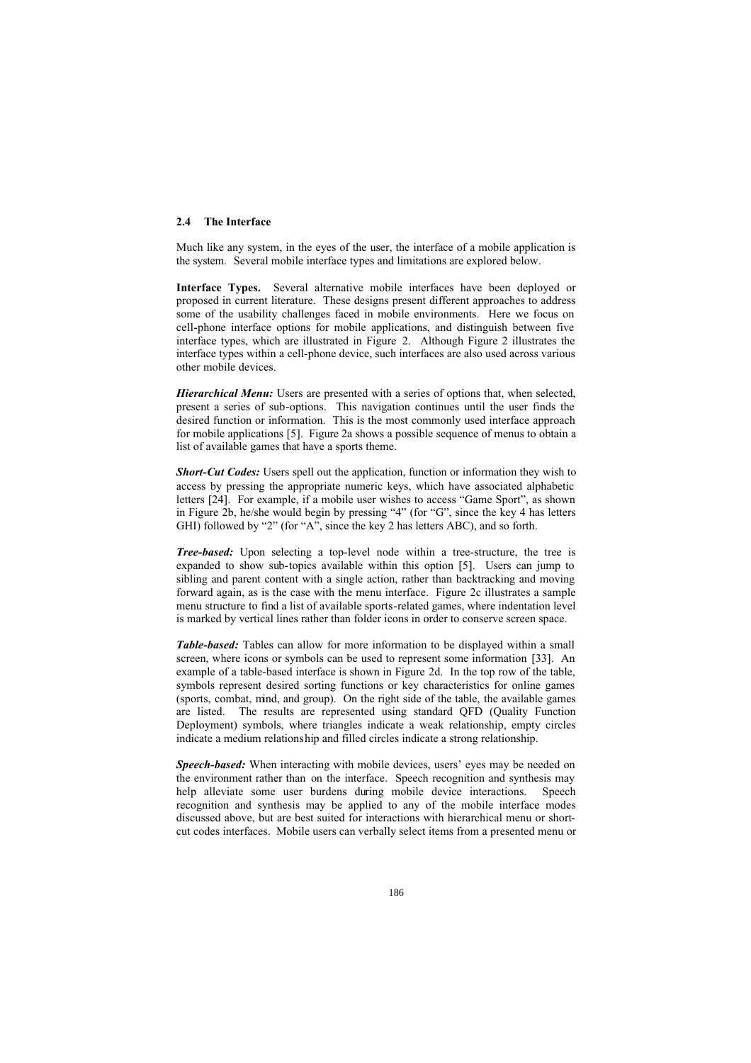### 2.4 The Interface

Much like any system, in the eyes of the user, the interface of a mobile application is the system. Several mobile interface types and limitations are explored below.

**Interface Types.** Several alternative mobile interfaces have been deployed or proposed in current literature. These designs present different approaches to address some of the usability challenges faced in mobile environments. Here we focus on cell-phone interface options for mobile applications, and distinguish between five interface types, which are illustrated in Figure 2. Although Figure 2 illustrates the interface types within a cell-phone device, such interfaces are also used across various other mobile devices.

***Hierarchical Menu:*** Users are presented with a series of options that, when selected, present a series of sub-options. This navigation continues until the user finds the desired function or information. This is the most commonly used interface approach for mobile applications [5]. Figure 2a shows a possible sequence of menus to obtain a list of available games that have a sports theme.

***Short-Cut Codes:*** Users spell out the application, function or information they wish to access by pressing the appropriate numeric keys, which have associated alphabetic letters [24]. For example, if a mobile user wishes to access "Game Sport", as shown in Figure 2b, he/she would begin by pressing "4" (for "G", since the key 4 has letters GHI) followed by "2" (for "A", since the key 2 has letters ABC), and so forth.

***Tree-based:*** Upon selecting a top-level node within a tree-structure, the tree is expanded to show sub-topics available within this option [5]. Users can jump to sibling and parent content with a single action, rather than backtracking and moving forward again, as is the case with the menu interface. Figure 2c illustrates a sample menu structure to find a list of available sports-related games, where indentation level is marked by vertical lines rather than folder icons in order to conserve screen space.

***Table-based:*** Tables can allow for more information to be displayed within a small screen, where icons or symbols can be used to represent some information [33]. An example of a table-based interface is shown in Figure 2d. In the top row of the table, symbols represent desired sorting functions or key characteristics for online games (sports, combat, mind, and group). On the right side of the table, the available games are listed. The results are represented using standard QFD (Quality Function Deployment) symbols, where triangles indicate a weak relationship, empty circles indicate a medium relationship and filled circles indicate a strong relationship.

***Speech-based:*** When interacting with mobile devices, users' eyes may be needed on the environment rather than on the interface. Speech recognition and synthesis may help alleviate some user burdens during mobile device interactions. Speech recognition and synthesis may be applied to any of the mobile interface modes discussed above, but are best suited for interactions with hierarchical menu or short-cut codes interfaces. Mobile users can verbally select items from a presented menu or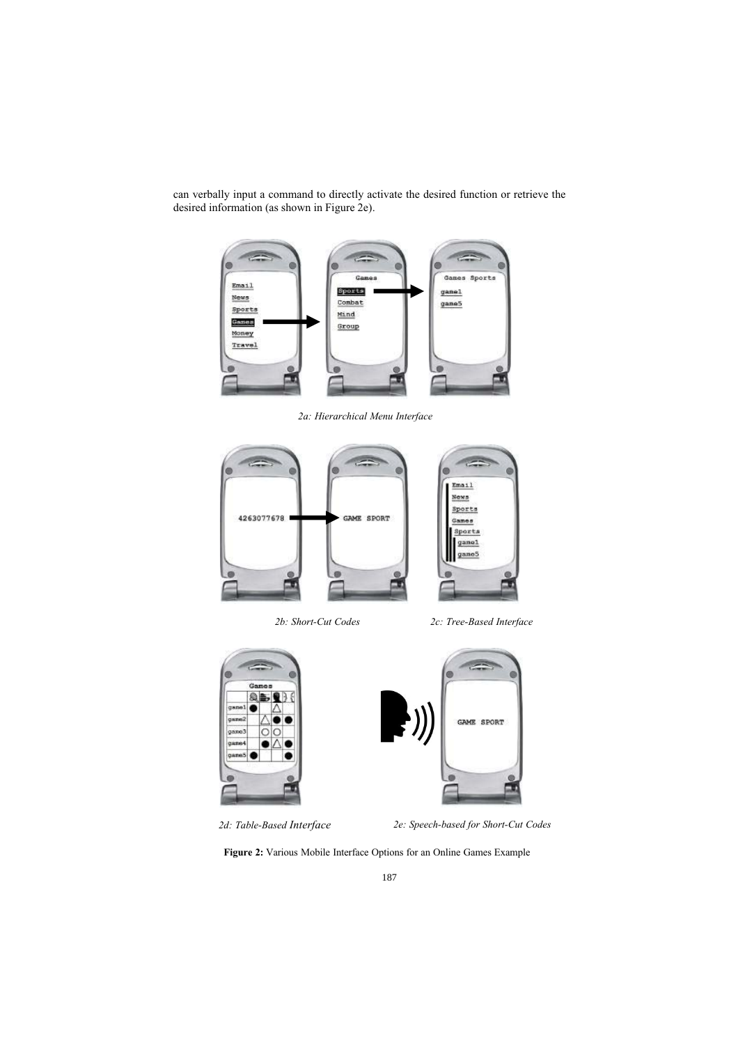can verbally input a command to directly activate the desired function or retrieve the desired information (as shown in Figure 2e).

*2a: Hierarchical Menu Interface*

*2b: Short-Cut Codes*

*2c: Tree-Based Interface*

*2d: Table-Based Interface*

*2e: Speech-based for Short-Cut Codes*

**Figure 2:** Various Mobile Interface Options for an Online Games Example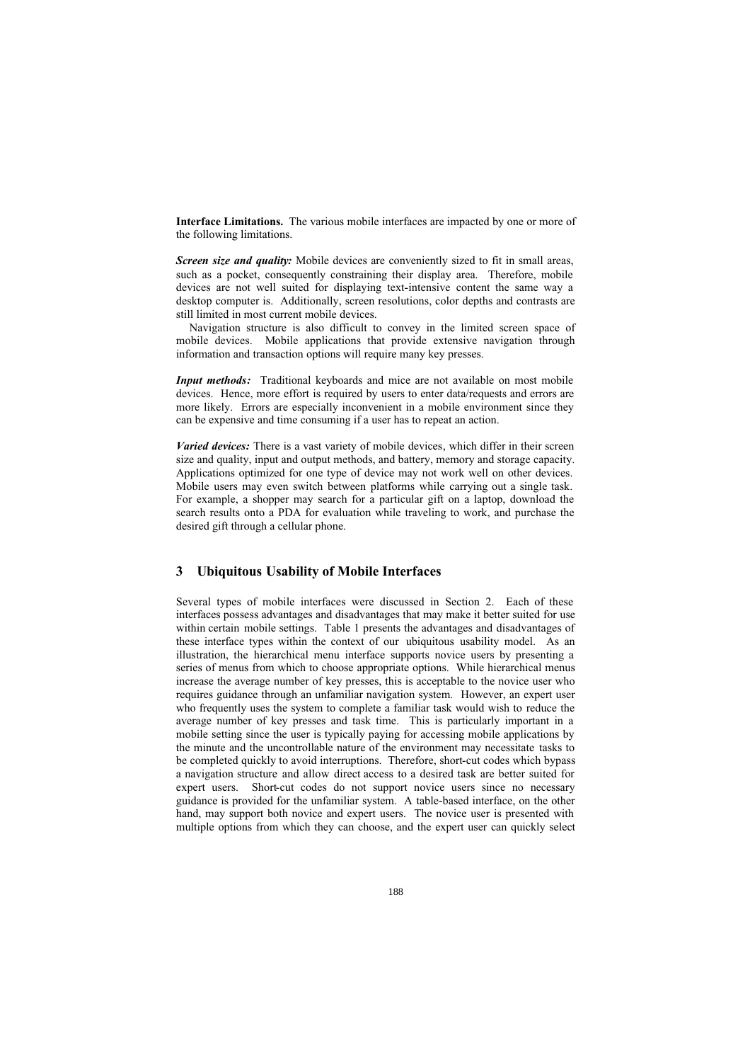**Interface Limitations.** The various mobile interfaces are impacted by one or more of the following limitations.

***Screen size and quality:*** Mobile devices are conveniently sized to fit in small areas, such as a pocket, consequently constraining their display area. Therefore, mobile devices are not well suited for displaying text-intensive content the same way a desktop computer is. Additionally, screen resolutions, color depths and contrasts are still limited in most current mobile devices.

Navigation structure is also difficult to convey in the limited screen space of mobile devices. Mobile applications that provide extensive navigation through information and transaction options will require many key presses.

***Input methods:*** Traditional keyboards and mice are not available on most mobile devices. Hence, more effort is required by users to enter data/requests and errors are more likely. Errors are especially inconvenient in a mobile environment since they can be expensive and time consuming if a user has to repeat an action.

***Varied devices:*** There is a vast variety of mobile devices, which differ in their screen size and quality, input and output methods, and battery, memory and storage capacity. Applications optimized for one type of device may not work well on other devices. Mobile users may even switch between platforms while carrying out a single task. For example, a shopper may search for a particular gift on a laptop, download the search results onto a PDA for evaluation while traveling to work, and purchase the desired gift through a cellular phone.

## 3 Ubiquitous Usability of Mobile Interfaces

Several types of mobile interfaces were discussed in Section 2. Each of these interfaces possess advantages and disadvantages that may make it better suited for use within certain mobile settings. Table 1 presents the advantages and disadvantages of these interface types within the context of our ubiquitous usability model. As an illustration, the hierarchical menu interface supports novice users by presenting a series of menus from which to choose appropriate options. While hierarchical menus increase the average number of key presses, this is acceptable to the novice user who requires guidance through an unfamiliar navigation system. However, an expert user who frequently uses the system to complete a familiar task would wish to reduce the average number of key presses and task time. This is particularly important in a mobile setting since the user is typically paying for accessing mobile applications by the minute and the uncontrollable nature of the environment may necessitate tasks to be completed quickly to avoid interruptions. Therefore, short-cut codes which bypass a navigation structure and allow direct access to a desired task are better suited for expert users. Short-cut codes do not support novice users since no necessary guidance is provided for the unfamiliar system. A table-based interface, on the other hand, may support both novice and expert users. The novice user is presented with multiple options from which they can choose, and the expert user can quickly select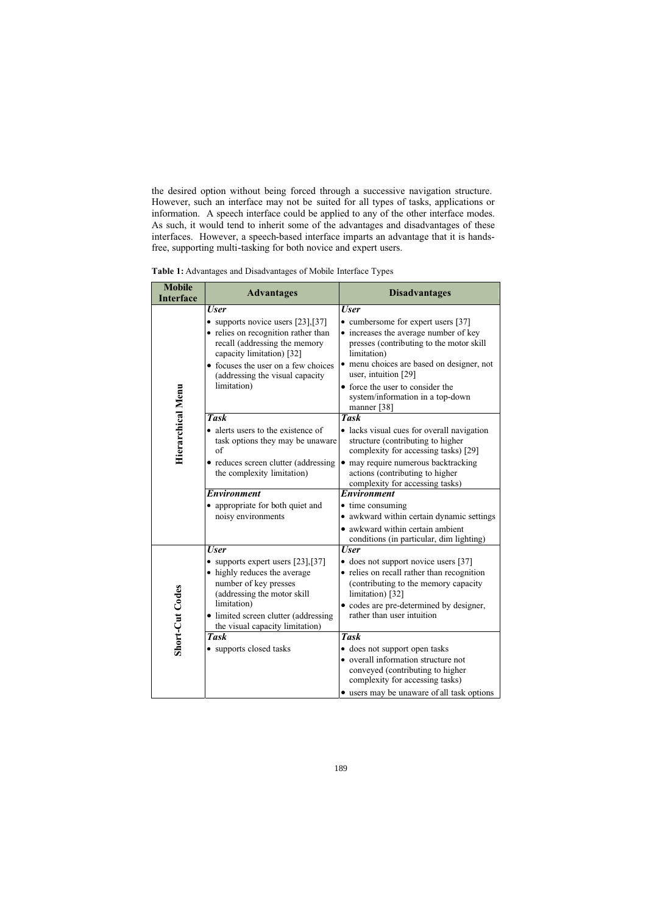the desired option without being forced through a successive navigation structure. However, such an interface may not be suited for all types of tasks, applications or information. A speech interface could be applied to any of the other interface modes. As such, it would tend to inherit some of the advantages and disadvantages of these interfaces. However, a speech-based interface imparts an advantage that it is hands-free, supporting multi-tasking for both novice and expert users.

**Table 1:** Advantages and Disadvantages of Mobile Interface Types

| Mobile Interface | Advantages | Disadvantages |
|---|---|---|
| **Hierarchical Menu** | ***User*** | ***User*** |
| | • supports novice users [23],[37]<br>• relies on recognition rather than recall (addressing the memory capacity limitation) [32]<br>• focuses the user on a few choices (addressing the visual capacity limitation) | • cumbersome for expert users [37]<br>• increases the average number of key presses (contributing to the motor skill limitation)<br>• menu choices are based on designer, not user, intuition [29]<br>• force the user to consider the system/information in a top-down manner [38] |
| | ***Task*** | ***Task*** |
| | • alerts users to the existence of task options they may be unaware of<br>• reduces screen clutter (addressing the complexity limitation) | • lacks visual cues for overall navigation structure (contributing to higher complexity for accessing tasks) [29]<br>• may require numerous backtracking actions (contributing to higher complexity for accessing tasks) |
| | ***Environment*** | ***Environment*** |
| | • appropriate for both quiet and noisy environments | • time consuming<br>• awkward within certain dynamic settings<br>• awkward within certain ambient conditions (in particular, dim lighting) |
| **Short-Cut Codes** | ***User*** | ***User*** |
| | • supports expert users [23],[37]<br>• highly reduces the average number of key presses (addressing the motor skill limitation)<br>• limited screen clutter (addressing the visual capacity limitation) | • does not support novice users [37]<br>• relies on recall rather than recognition (contributing to the memory capacity limitation) [32]<br>• codes are pre-determined by designer, rather than user intuition |
| | ***Task*** | ***Task*** |
| | • supports closed tasks | • does not support open tasks<br>• overall information structure not conveyed (contributing to higher complexity for accessing tasks)<br>• users may be unaware of all task options |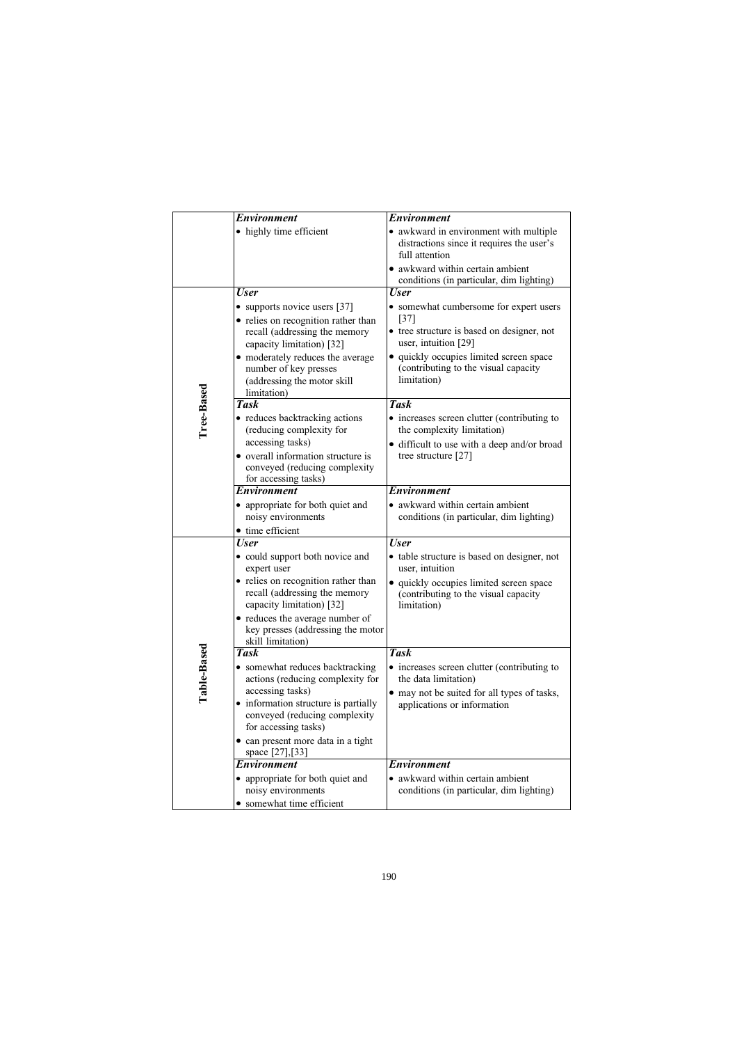| | | |
|---|---|---|
| | ***Environment*** | ***Environment*** |
| | • highly time efficient | • awkward in environment with multiple distractions since it requires the user's full attention<br>• awkward within certain ambient conditions (in particular, dim lighting) |
| **Tree-Based** | ***User*** | ***User*** |
| | • supports novice users [37]<br>• relies on recognition rather than recall (addressing the memory capacity limitation) [32]<br>• moderately reduces the average number of key presses (addressing the motor skill limitation) | • somewhat cumbersome for expert users [37]<br>• tree structure is based on designer, not user, intuition [29]<br>• quickly occupies limited screen space (contributing to the visual capacity limitation) |
| | ***Task*** | ***Task*** |
| | • reduces backtracking actions (reducing complexity for accessing tasks)<br>• overall information structure is conveyed (reducing complexity for accessing tasks) | • increases screen clutter (contributing to the complexity limitation)<br>• difficult to use with a deep and/or broad tree structure [27] |
| | ***Environment*** | ***Environment*** |
| | • appropriate for both quiet and noisy environments<br>• time efficient | • awkward within certain ambient conditions (in particular, dim lighting) |
| **Table-Based** | ***User*** | ***User*** |
| | • could support both novice and expert user<br>• relies on recognition rather than recall (addressing the memory capacity limitation) [32]<br>• reduces the average number of key presses (addressing the motor skill limitation) | • table structure is based on designer, not user, intuition<br>• quickly occupies limited screen space (contributing to the visual capacity limitation) |
| | ***Task*** | ***Task*** |
| | • somewhat reduces backtracking actions (reducing complexity for accessing tasks)<br>• information structure is partially conveyed (reducing complexity for accessing tasks)<br>• can present more data in a tight space [27],[33] | • increases screen clutter (contributing to the data limitation)<br>• may not be suited for all types of tasks, applications or information |
| | ***Environment*** | ***Environment*** |
| | • appropriate for both quiet and noisy environments<br>• somewhat time efficient | • awkward within certain ambient conditions (in particular, dim lighting) |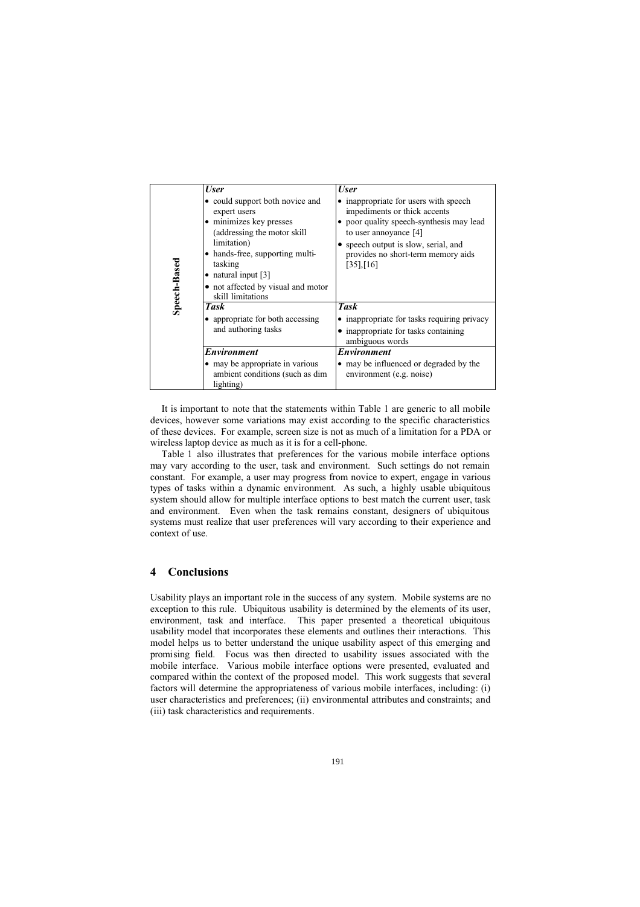| | Advantages | Disadvantages |
|---|---|---|
| **Speech-Based** | ***User***<br>• could support both novice and expert users<br>• minimizes key presses (addressing the motor skill limitation)<br>• hands-free, supporting multi-tasking<br>• natural input [3]<br>• not affected by visual and motor skill limitations | ***User***<br>• inappropriate for users with speech impediments or thick accents<br>• poor quality speech-synthesis may lead to user annoyance [4]<br>• speech output is slow, serial, and provides no short-term memory aids [35],[16] |
| | ***Task***<br>• appropriate for both accessing and authoring tasks | ***Task***<br>• inappropriate for tasks requiring privacy<br>• inappropriate for tasks containing ambiguous words |
| | ***Environment***<br>• may be appropriate in various ambient conditions (such as dim lighting) | ***Environment***<br>• may be influenced or degraded by the environment (e.g. noise) |

It is important to note that the statements within Table 1 are generic to all mobile devices, however some variations may exist according to the specific characteristics of these devices. For example, screen size is not as much of a limitation for a PDA or wireless laptop device as much as it is for a cell-phone.

Table 1 also illustrates that preferences for the various mobile interface options may vary according to the user, task and environment. Such settings do not remain constant. For example, a user may progress from novice to expert, engage in various types of tasks within a dynamic environment. As such, a highly usable ubiquitous system should allow for multiple interface options to best match the current user, task and environment. Even when the task remains constant, designers of ubiquitous systems must realize that user preferences will vary according to their experience and context of use.

## 4 Conclusions

Usability plays an important role in the success of any system. Mobile systems are no exception to this rule. Ubiquitous usability is determined by the elements of its user, environment, task and interface. This paper presented a theoretical ubiquitous usability model that incorporates these elements and outlines their interactions. This model helps us to better understand the unique usability aspect of this emerging and promising field. Focus was then directed to usability issues associated with the mobile interface. Various mobile interface options were presented, evaluated and compared within the context of the proposed model. This work suggests that several factors will determine the appropriateness of various mobile interfaces, including: (i) user characteristics and preferences; (ii) environmental attributes and constraints; and (iii) task characteristics and requirements.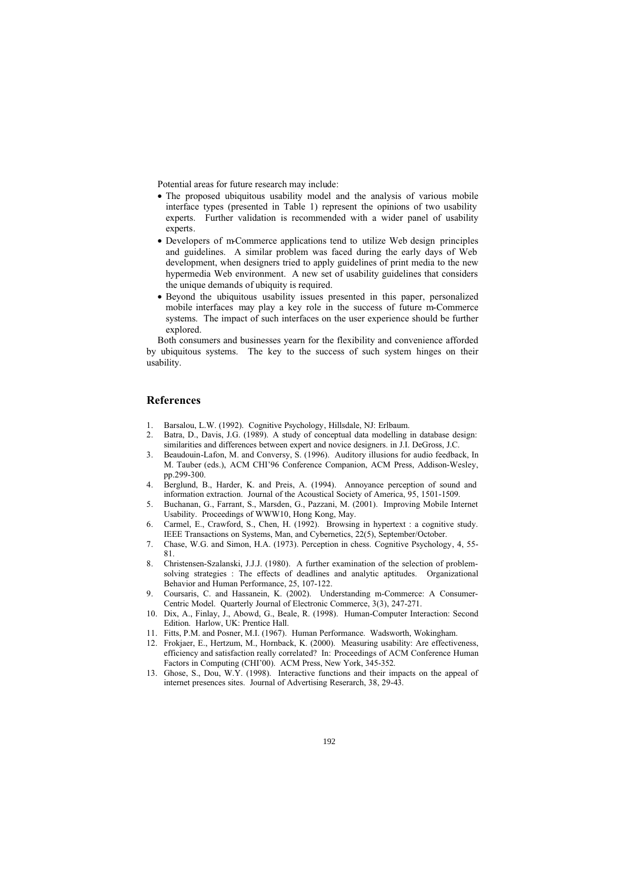Potential areas for future research may include:

- The proposed ubiquitous usability model and the analysis of various mobile interface types (presented in Table 1) represent the opinions of two usability experts. Further validation is recommended with a wider panel of usability experts.
- Developers of m-Commerce applications tend to utilize Web design principles and guidelines. A similar problem was faced during the early days of Web development, when designers tried to apply guidelines of print media to the new hypermedia Web environment. A new set of usability guidelines that considers the unique demands of ubiquity is required.
- Beyond the ubiquitous usability issues presented in this paper, personalized mobile interfaces may play a key role in the success of future m-Commerce systems. The impact of such interfaces on the user experience should be further explored.

Both consumers and businesses yearn for the flexibility and convenience afforded by ubiquitous systems. The key to the success of such system hinges on their usability.

## References

1. Barsalou, L.W. (1992). Cognitive Psychology, Hillsdale, NJ: Erlbaum.
2. Batra, D., Davis, J.G. (1989). A study of conceptual data modelling in database design: similarities and differences between expert and novice designers. in J.I. DeGross, J.C.
3. Beaudouin-Lafon, M. and Conversy, S. (1996). Auditory illusions for audio feedback, In M. Tauber (eds.), ACM CHI'96 Conference Companion, ACM Press, Addison-Wesley, pp.299-300.
4. Berglund, B., Harder, K. and Preis, A. (1994). Annoyance perception of sound and information extraction. Journal of the Acoustical Society of America, 95, 1501-1509.
5. Buchanan, G., Farrant, S., Marsden, G., Pazzani, M. (2001). Improving Mobile Internet Usability. Proceedings of WWW10, Hong Kong, May.
6. Carmel, E., Crawford, S., Chen, H. (1992). Browsing in hypertext : a cognitive study. IEEE Transactions on Systems, Man, and Cybernetics, 22(5), September/October.
7. Chase, W.G. and Simon, H.A. (1973). Perception in chess. Cognitive Psychology, 4, 55-81.
8. Christensen-Szalanski, J.J.J. (1980). A further examination of the selection of problem-solving strategies : The effects of deadlines and analytic aptitudes. Organizational Behavior and Human Performance, 25, 107-122.
9. Coursaris, C. and Hassanein, K. (2002). Understanding m-Commerce: A Consumer-Centric Model. Quarterly Journal of Electronic Commerce, 3(3), 247-271.
10. Dix, A., Finlay, J., Abowd, G., Beale, R. (1998). Human-Computer Interaction: Second Edition. Harlow, UK: Prentice Hall.
11. Fitts, P.M. and Posner, M.I. (1967). Human Performance. Wadsworth, Wokingham.
12. Frokjaer, E., Hertzum, M., Hornback, K. (2000). Measuring usability: Are effectiveness, efficiency and satisfaction really correlated? In: Proceedings of ACM Conference Human Factors in Computing (CHI'00). ACM Press, New York, 345-352.
13. Ghose, S., Dou, W.Y. (1998). Interactive functions and their impacts on the appeal of internet presences sites. Journal of Advertising Reserarch, 38, 29-43.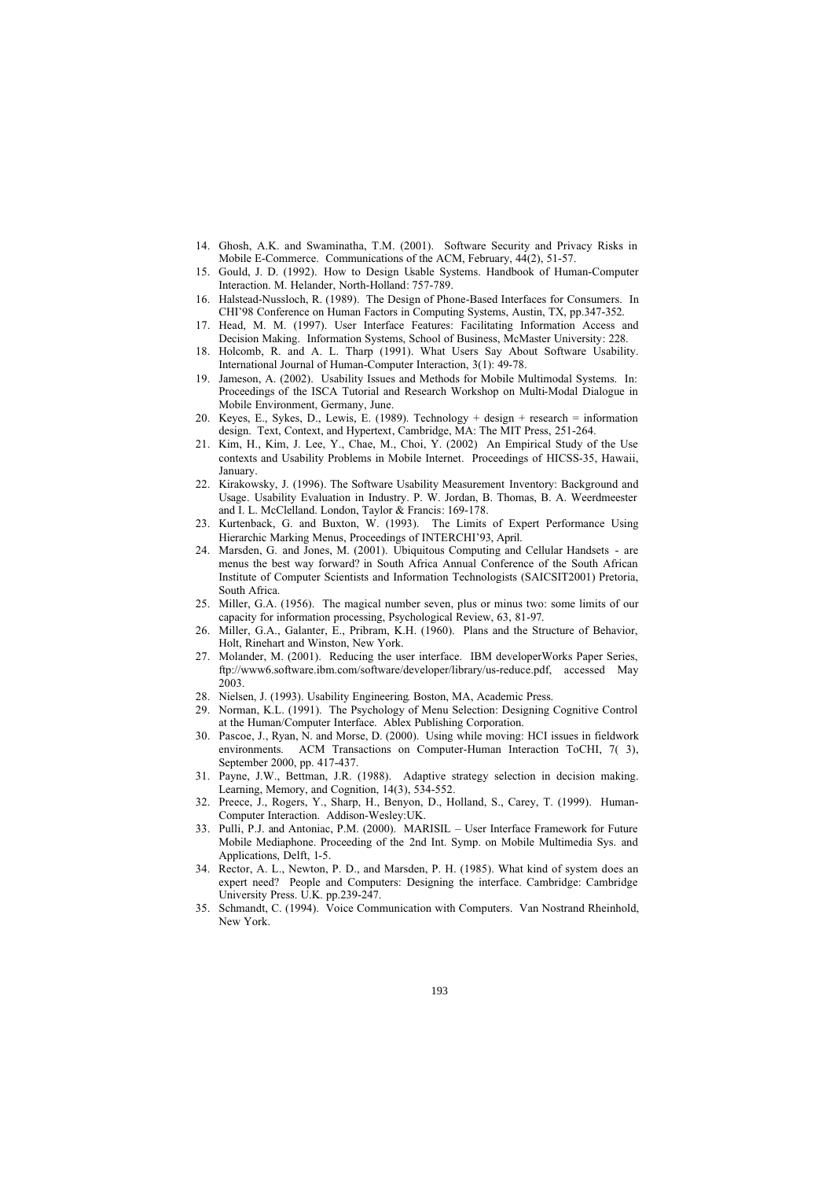14. Ghosh, A.K. and Swaminatha, T.M. (2001). Software Security and Privacy Risks in Mobile E-Commerce. Communications of the ACM, February, 44(2), 51-57.
15. Gould, J. D. (1992). How to Design Usable Systems. Handbook of Human-Computer Interaction. M. Helander, North-Holland: 757-789.
16. Halstead-Nussloch, R. (1989). The Design of Phone-Based Interfaces for Consumers. In CHI'98 Conference on Human Factors in Computing Systems, Austin, TX, pp.347-352.
17. Head, M. M. (1997). User Interface Features: Facilitating Information Access and Decision Making. Information Systems, School of Business, McMaster University: 228.
18. Holcomb, R. and A. L. Tharp (1991). What Users Say About Software Usability. International Journal of Human-Computer Interaction, 3(1): 49-78.
19. Jameson, A. (2002). Usability Issues and Methods for Mobile Multimodal Systems. In: Proceedings of the ISCA Tutorial and Research Workshop on Multi-Modal Dialogue in Mobile Environment, Germany, June.
20. Keyes, E., Sykes, D., Lewis, E. (1989). Technology + design + research = information design. Text, Context, and Hypertext, Cambridge, MA: The MIT Press, 251-264.
21. Kim, H., Kim, J. Lee, Y., Chae, M., Choi, Y. (2002) An Empirical Study of the Use contexts and Usability Problems in Mobile Internet. Proceedings of HICSS-35, Hawaii, January.
22. Kirakowsky, J. (1996). The Software Usability Measurement Inventory: Background and Usage. Usability Evaluation in Industry. P. W. Jordan, B. Thomas, B. A. Weerdmeester and I. L. McClelland. London, Taylor & Francis: 169-178.
23. Kurtenback, G. and Buxton, W. (1993). The Limits of Expert Performance Using Hierarchic Marking Menus, Proceedings of INTERCHI'93, April.
24. Marsden, G. and Jones, M. (2001). Ubiquitous Computing and Cellular Handsets - are menus the best way forward? in South Africa Annual Conference of the South African Institute of Computer Scientists and Information Technologists (SAICSIT2001) Pretoria, South Africa.
25. Miller, G.A. (1956). The magical number seven, plus or minus two: some limits of our capacity for information processing, Psychological Review, 63, 81-97.
26. Miller, G.A., Galanter, E., Pribram, K.H. (1960). Plans and the Structure of Behavior, Holt, Rinehart and Winston, New York.
27. Molander, M. (2001). Reducing the user interface. IBM developerWorks Paper Series, ftp://www6.software.ibm.com/software/developer/library/us-reduce.pdf, accessed May 2003.
28. Nielsen, J. (1993). Usability Engineering. Boston, MA, Academic Press.
29. Norman, K.L. (1991). The Psychology of Menu Selection: Designing Cognitive Control at the Human/Computer Interface. Ablex Publishing Corporation.
30. Pascoe, J., Ryan, N. and Morse, D. (2000). Using while moving: HCI issues in fieldwork environments. ACM Transactions on Computer-Human Interaction ToCHI, 7( 3), September 2000, pp. 417-437.
31. Payne, J.W., Bettman, J.R. (1988). Adaptive strategy selection in decision making. Learning, Memory, and Cognition, 14(3), 534-552.
32. Preece, J., Rogers, Y., Sharp, H., Benyon, D., Holland, S., Carey, T. (1999). Human-Computer Interaction. Addison-Wesley:UK.
33. Pulli, P.J. and Antoniac, P.M. (2000). MARISIL – User Interface Framework for Future Mobile Mediaphone. Proceeding of the 2nd Int. Symp. on Mobile Multimedia Sys. and Applications, Delft, 1-5.
34. Rector, A. L., Newton, P. D., and Marsden, P. H. (1985). What kind of system does an expert need? People and Computers: Designing the interface. Cambridge: Cambridge University Press. U.K. pp.239-247.
35. Schmandt, C. (1994). Voice Communication with Computers. Van Nostrand Rheinhold, New York.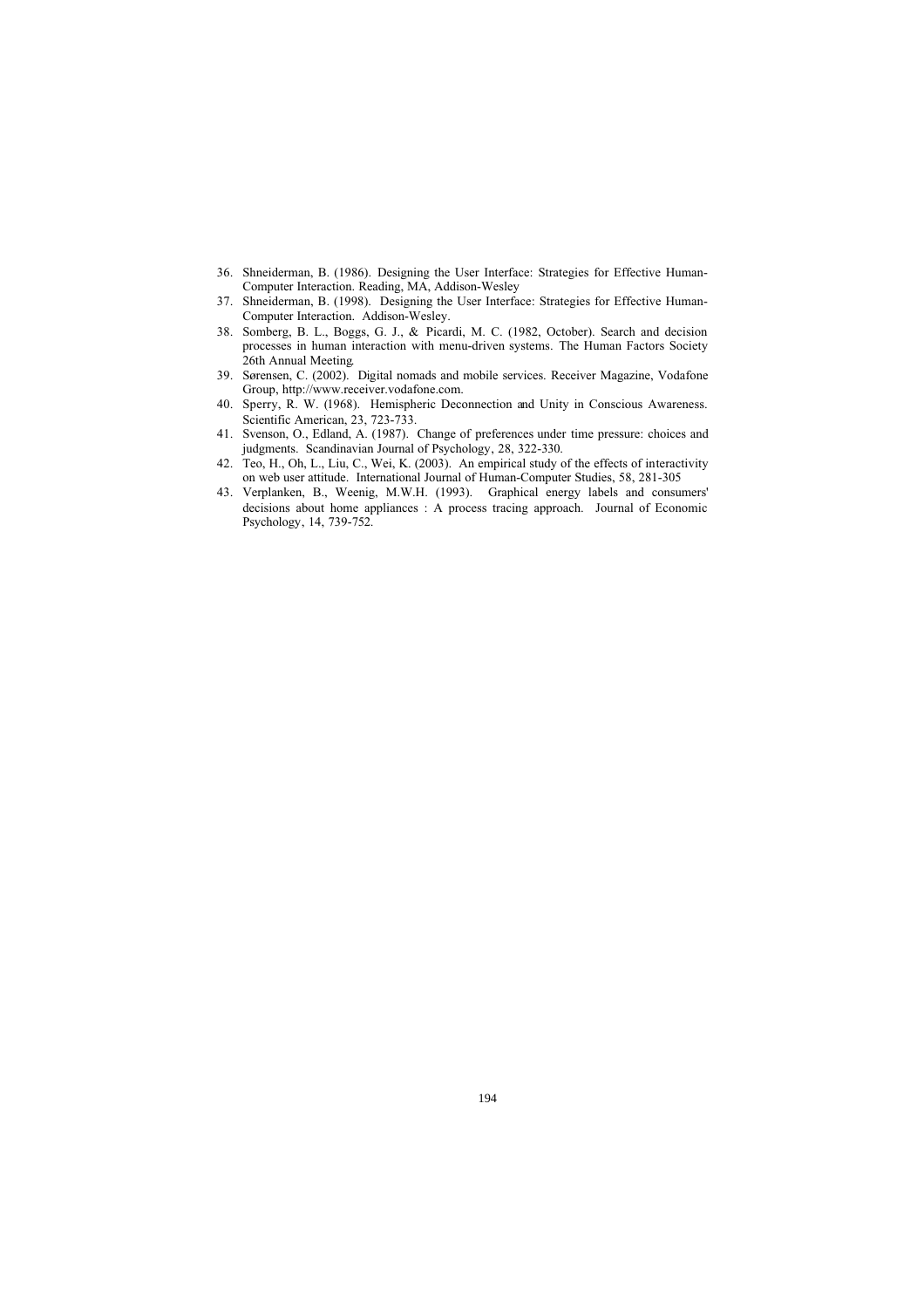36. Shneiderman, B. (1986). Designing the User Interface: Strategies for Effective Human-Computer Interaction. Reading, MA, Addison-Wesley
37. Shneiderman, B. (1998). Designing the User Interface: Strategies for Effective Human-Computer Interaction. Addison-Wesley.
38. Somberg, B. L., Boggs, G. J., & Picardi, M. C. (1982, October). Search and decision processes in human interaction with menu-driven systems. The Human Factors Society 26th Annual Meeting.
39. Sørensen, C. (2002). Digital nomads and mobile services. Receiver Magazine, Vodafone Group, http://www.receiver.vodafone.com.
40. Sperry, R. W. (1968). Hemispheric Deconnection and Unity in Conscious Awareness. Scientific American, 23, 723-733.
41. Svenson, O., Edland, A. (1987). Change of preferences under time pressure: choices and judgments. Scandinavian Journal of Psychology, 28, 322-330.
42. Teo, H., Oh, L., Liu, C., Wei, K. (2003). An empirical study of the effects of interactivity on web user attitude. International Journal of Human-Computer Studies, 58, 281-305
43. Verplanken, B., Weenig, M.W.H. (1993). Graphical energy labels and consumers' decisions about home appliances : A process tracing approach. Journal of Economic Psychology, 14, 739-752.